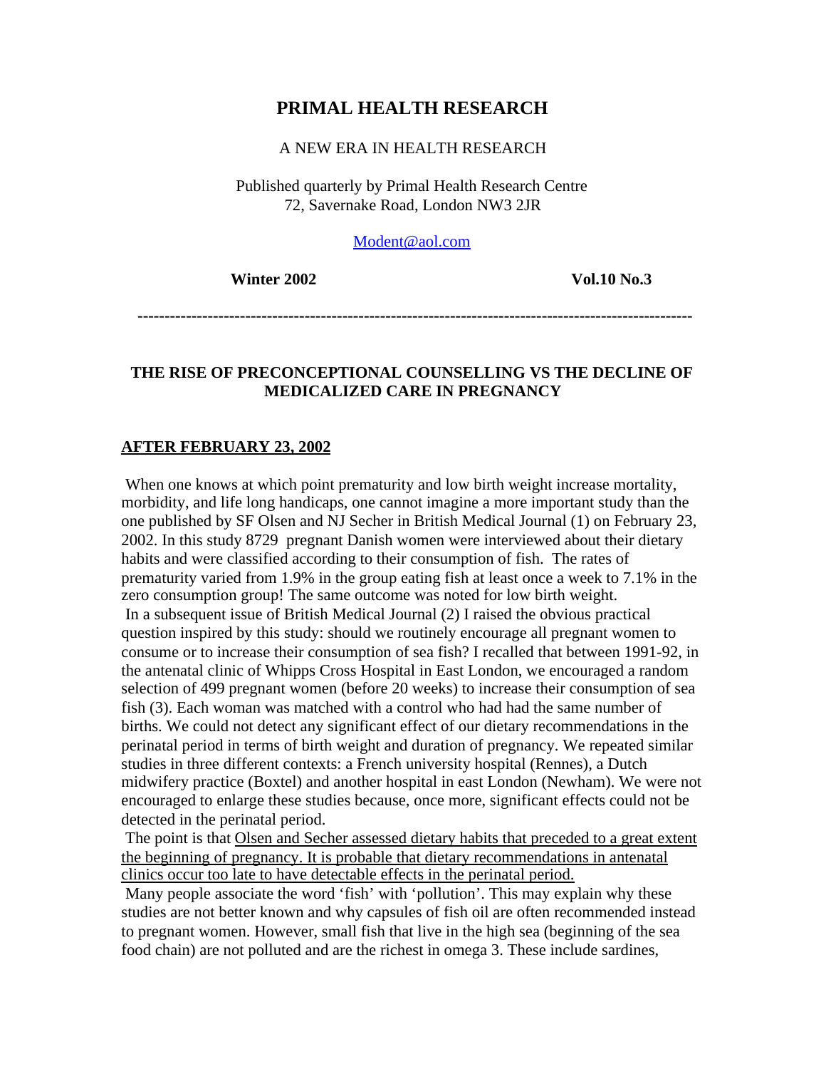# PRIMAL HEALTH RESEARCH

A NEW ERA IN HEALTH RESEARCH

Published quarterly by Primal Health Research Centre
72, Savernake Road, London NW3 2JR

Modent@aol.com

**Winter 2002** **Vol.10 No.3**

---

## THE RISE OF PRECONCEPTIONAL COUNSELLING VS THE DECLINE OF MEDICALIZED CARE IN PREGNANCY

### AFTER FEBRUARY 23, 2002

When one knows at which point prematurity and low birth weight increase mortality, morbidity, and life long handicaps, one cannot imagine a more important study than the one published by SF Olsen and NJ Secher in British Medical Journal (1) on February 23, 2002. In this study 8729 pregnant Danish women were interviewed about their dietary habits and were classified according to their consumption of fish. The rates of prematurity varied from 1.9% in the group eating fish at least once a week to 7.1% in the zero consumption group! The same outcome was noted for low birth weight.

In a subsequent issue of British Medical Journal (2) I raised the obvious practical question inspired by this study: should we routinely encourage all pregnant women to consume or to increase their consumption of sea fish? I recalled that between 1991-92, in the antenatal clinic of Whipps Cross Hospital in East London, we encouraged a random selection of 499 pregnant women (before 20 weeks) to increase their consumption of sea fish (3). Each woman was matched with a control who had had the same number of births. We could not detect any significant effect of our dietary recommendations in the perinatal period in terms of birth weight and duration of pregnancy. We repeated similar studies in three different contexts: a French university hospital (Rennes), a Dutch midwifery practice (Boxtel) and another hospital in east London (Newham). We were not encouraged to enlarge these studies because, once more, significant effects could not be detected in the perinatal period.

The point is that Olsen and Secher assessed dietary habits that preceded to a great extent the beginning of pregnancy. It is probable that dietary recommendations in antenatal clinics occur too late to have detectable effects in the perinatal period.

Many people associate the word 'fish' with 'pollution'. This may explain why these studies are not better known and why capsules of fish oil are often recommended instead to pregnant women. However, small fish that live in the high sea (beginning of the sea food chain) are not polluted and are the richest in omega 3. These include sardines,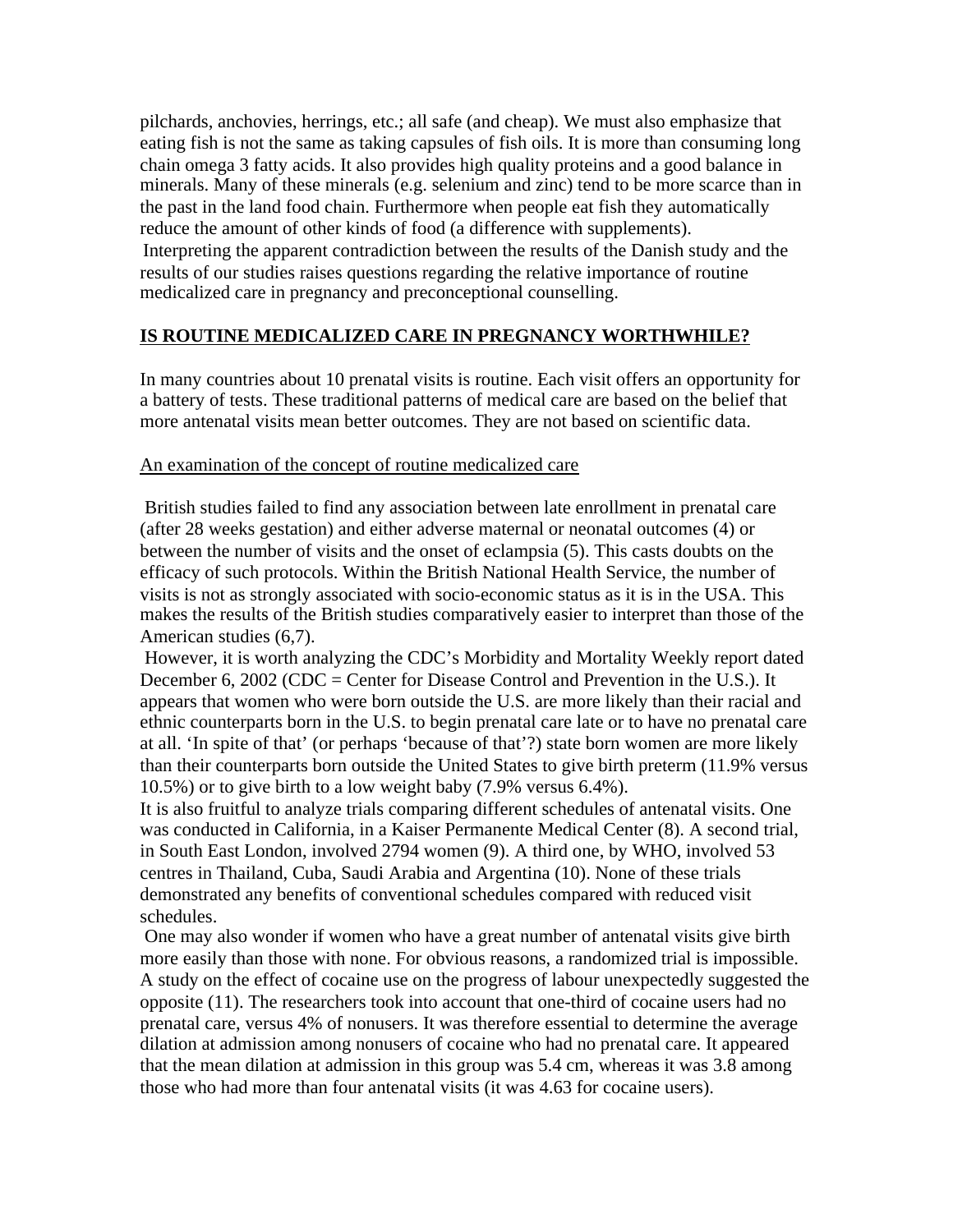pilchards, anchovies, herrings, etc.; all safe (and cheap). We must also emphasize that eating fish is not the same as taking capsules of fish oils. It is more than consuming long chain omega 3 fatty acids. It also provides high quality proteins and a good balance in minerals. Many of these minerals (e.g. selenium and zinc) tend to be more scarce than in the past in the land food chain. Furthermore when people eat fish they automatically reduce the amount of other kinds of food (a difference with supplements).

Interpreting the apparent contradiction between the results of the Danish study and the results of our studies raises questions regarding the relative importance of routine medicalized care in pregnancy and preconceptional counselling.

## IS ROUTINE MEDICALIZED CARE IN PREGNANCY WORTHWHILE?

In many countries about 10 prenatal visits is routine. Each visit offers an opportunity for a battery of tests. These traditional patterns of medical care are based on the belief that more antenatal visits mean better outcomes. They are not based on scientific data.

### An examination of the concept of routine medicalized care

British studies failed to find any association between late enrollment in prenatal care (after 28 weeks gestation) and either adverse maternal or neonatal outcomes (4) or between the number of visits and the onset of eclampsia (5). This casts doubts on the efficacy of such protocols. Within the British National Health Service, the number of visits is not as strongly associated with socio-economic status as it is in the USA. This makes the results of the British studies comparatively easier to interpret than those of the American studies (6,7).

However, it is worth analyzing the CDC's Morbidity and Mortality Weekly report dated December 6, 2002 (CDC = Center for Disease Control and Prevention in the U.S.). It appears that women who were born outside the U.S. are more likely than their racial and ethnic counterparts born in the U.S. to begin prenatal care late or to have no prenatal care at all. 'In spite of that' (or perhaps 'because of that'?) state born women are more likely than their counterparts born outside the United States to give birth preterm (11.9% versus 10.5%) or to give birth to a low weight baby (7.9% versus 6.4%).

It is also fruitful to analyze trials comparing different schedules of antenatal visits. One was conducted in California, in a Kaiser Permanente Medical Center (8). A second trial, in South East London, involved 2794 women (9). A third one, by WHO, involved 53 centres in Thailand, Cuba, Saudi Arabia and Argentina (10). None of these trials demonstrated any benefits of conventional schedules compared with reduced visit schedules.

One may also wonder if women who have a great number of antenatal visits give birth more easily than those with none. For obvious reasons, a randomized trial is impossible. A study on the effect of cocaine use on the progress of labour unexpectedly suggested the opposite (11). The researchers took into account that one-third of cocaine users had no prenatal care, versus 4% of nonusers. It was therefore essential to determine the average dilation at admission among nonusers of cocaine who had no prenatal care. It appeared that the mean dilation at admission in this group was 5.4 cm, whereas it was 3.8 among those who had more than four antenatal visits (it was 4.63 for cocaine users).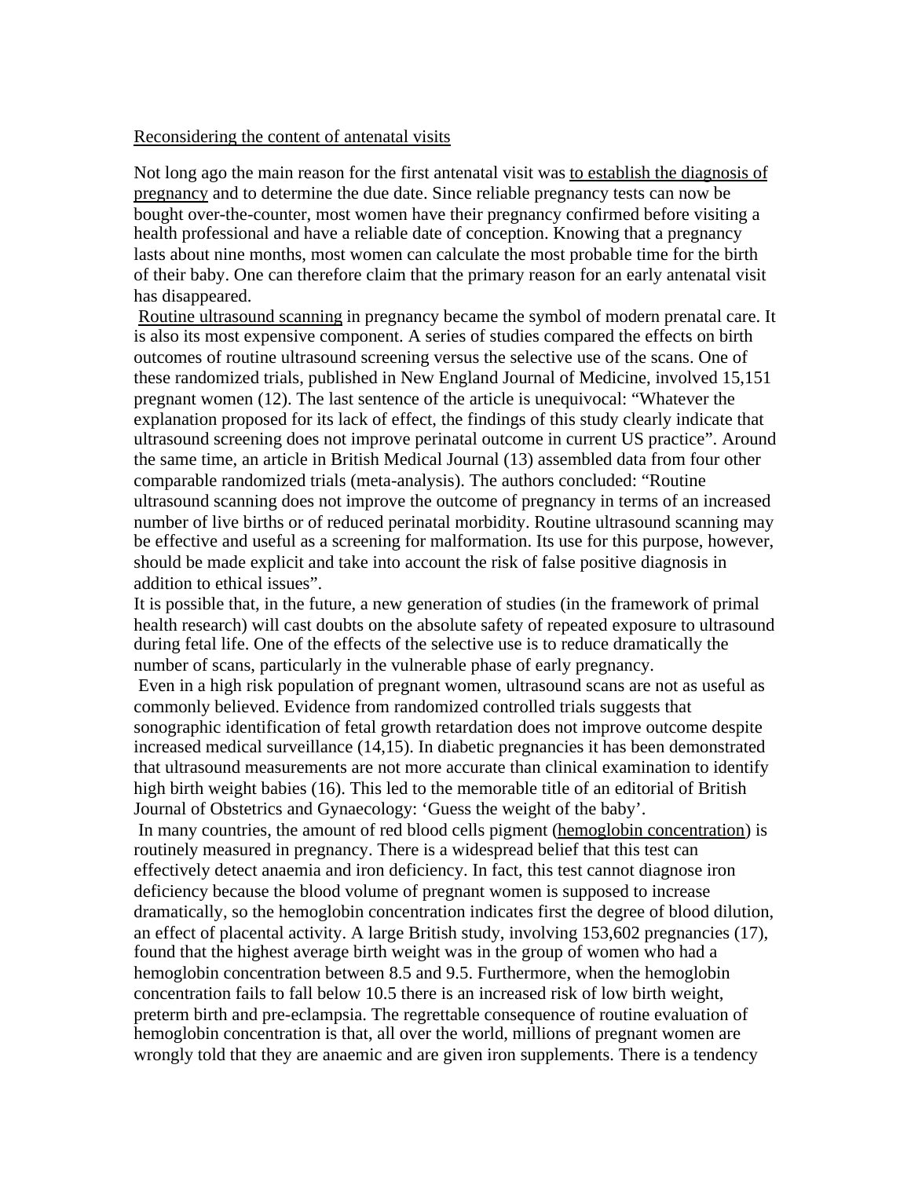<u>Reconsidering the content of antenatal visits</u>

Not long ago the main reason for the first antenatal visit was <u>to establish the diagnosis of pregnancy</u> and to determine the due date. Since reliable pregnancy tests can now be bought over-the-counter, most women have their pregnancy confirmed before visiting a health professional and have a reliable date of conception. Knowing that a pregnancy lasts about nine months, most women can calculate the most probable time for the birth of their baby. One can therefore claim that the primary reason for an early antenatal visit has disappeared.

<u>Routine ultrasound scanning</u> in pregnancy became the symbol of modern prenatal care. It is also its most expensive component. A series of studies compared the effects on birth outcomes of routine ultrasound screening versus the selective use of the scans. One of these randomized trials, published in New England Journal of Medicine, involved 15,151 pregnant women (12). The last sentence of the article is unequivocal: "Whatever the explanation proposed for its lack of effect, the findings of this study clearly indicate that ultrasound screening does not improve perinatal outcome in current US practice". Around the same time, an article in British Medical Journal (13) assembled data from four other comparable randomized trials (meta-analysis). The authors concluded: "Routine ultrasound scanning does not improve the outcome of pregnancy in terms of an increased number of live births or of reduced perinatal morbidity. Routine ultrasound scanning may be effective and useful as a screening for malformation. Its use for this purpose, however, should be made explicit and take into account the risk of false positive diagnosis in addition to ethical issues".

It is possible that, in the future, a new generation of studies (in the framework of primal health research) will cast doubts on the absolute safety of repeated exposure to ultrasound during fetal life. One of the effects of the selective use is to reduce dramatically the number of scans, particularly in the vulnerable phase of early pregnancy.

Even in a high risk population of pregnant women, ultrasound scans are not as useful as commonly believed. Evidence from randomized controlled trials suggests that sonographic identification of fetal growth retardation does not improve outcome despite increased medical surveillance (14,15). In diabetic pregnancies it has been demonstrated that ultrasound measurements are not more accurate than clinical examination to identify high birth weight babies (16). This led to the memorable title of an editorial of British Journal of Obstetrics and Gynaecology: 'Guess the weight of the baby'.

In many countries, the amount of red blood cells pigment (<u>hemoglobin concentration</u>) is routinely measured in pregnancy. There is a widespread belief that this test can effectively detect anaemia and iron deficiency. In fact, this test cannot diagnose iron deficiency because the blood volume of pregnant women is supposed to increase dramatically, so the hemoglobin concentration indicates first the degree of blood dilution, an effect of placental activity. A large British study, involving 153,602 pregnancies (17), found that the highest average birth weight was in the group of women who had a hemoglobin concentration between 8.5 and 9.5. Furthermore, when the hemoglobin concentration fails to fall below 10.5 there is an increased risk of low birth weight, preterm birth and pre-eclampsia. The regrettable consequence of routine evaluation of hemoglobin concentration is that, all over the world, millions of pregnant women are wrongly told that they are anaemic and are given iron supplements. There is a tendency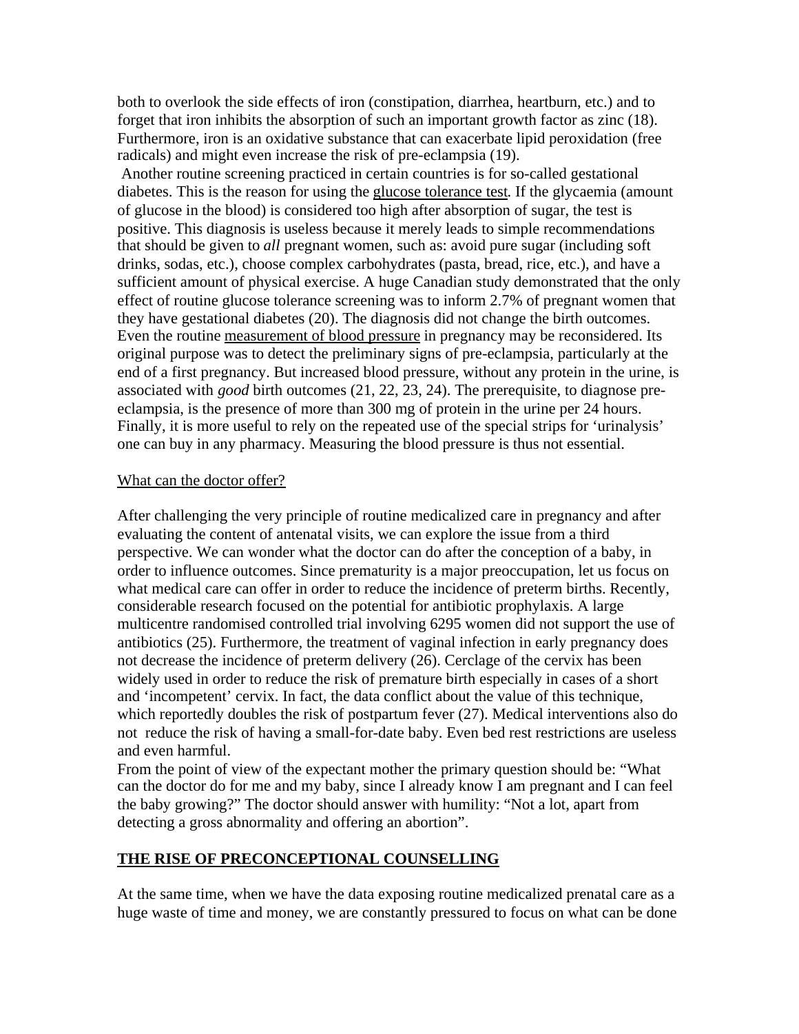both to overlook the side effects of iron (constipation, diarrhea, heartburn, etc.) and to forget that iron inhibits the absorption of such an important growth factor as zinc (18). Furthermore, iron is an oxidative substance that can exacerbate lipid peroxidation (free radicals) and might even increase the risk of pre-eclampsia (19).

Another routine screening practiced in certain countries is for so-called gestational diabetes. This is the reason for using the glucose tolerance test. If the glycaemia (amount of glucose in the blood) is considered too high after absorption of sugar, the test is positive. This diagnosis is useless because it merely leads to simple recommendations that should be given to *all* pregnant women, such as: avoid pure sugar (including soft drinks, sodas, etc.), choose complex carbohydrates (pasta, bread, rice, etc.), and have a sufficient amount of physical exercise. A huge Canadian study demonstrated that the only effect of routine glucose tolerance screening was to inform 2.7% of pregnant women that they have gestational diabetes (20). The diagnosis did not change the birth outcomes.

Even the routine measurement of blood pressure in pregnancy may be reconsidered. Its original purpose was to detect the preliminary signs of pre-eclampsia, particularly at the end of a first pregnancy. But increased blood pressure, without any protein in the urine, is associated with *good* birth outcomes (21, 22, 23, 24). The prerequisite, to diagnose pre-eclampsia, is the presence of more than 300 mg of protein in the urine per 24 hours. Finally, it is more useful to rely on the repeated use of the special strips for 'urinalysis' one can buy in any pharmacy. Measuring the blood pressure is thus not essential.

What can the doctor offer?

After challenging the very principle of routine medicalized care in pregnancy and after evaluating the content of antenatal visits, we can explore the issue from a third perspective. We can wonder what the doctor can do after the conception of a baby, in order to influence outcomes. Since prematurity is a major preoccupation, let us focus on what medical care can offer in order to reduce the incidence of preterm births. Recently, considerable research focused on the potential for antibiotic prophylaxis. A large multicentre randomised controlled trial involving 6295 women did not support the use of antibiotics (25). Furthermore, the treatment of vaginal infection in early pregnancy does not decrease the incidence of preterm delivery (26). Cerclage of the cervix has been widely used in order to reduce the risk of premature birth especially in cases of a short and 'incompetent' cervix. In fact, the data conflict about the value of this technique, which reportedly doubles the risk of postpartum fever (27). Medical interventions also do not reduce the risk of having a small-for-date baby. Even bed rest restrictions are useless and even harmful.

From the point of view of the expectant mother the primary question should be: "What can the doctor do for me and my baby, since I already know I am pregnant and I can feel the baby growing?" The doctor should answer with humility: "Not a lot, apart from detecting a gross abnormality and offering an abortion".

## THE RISE OF PRECONCEPTIONAL COUNSELLING

At the same time, when we have the data exposing routine medicalized prenatal care as a huge waste of time and money, we are constantly pressured to focus on what can be done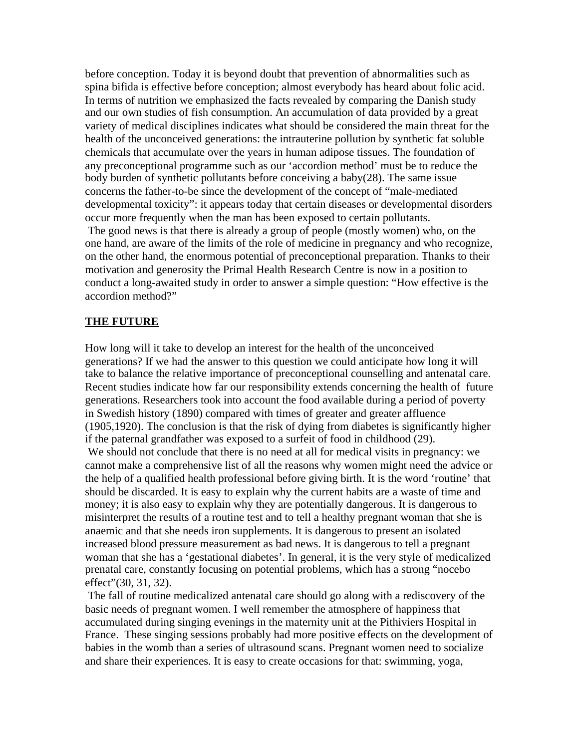before conception. Today it is beyond doubt that prevention of abnormalities such as spina bifida is effective before conception; almost everybody has heard about folic acid. In terms of nutrition we emphasized the facts revealed by comparing the Danish study and our own studies of fish consumption. An accumulation of data provided by a great variety of medical disciplines indicates what should be considered the main threat for the health of the unconceived generations: the intrauterine pollution by synthetic fat soluble chemicals that accumulate over the years in human adipose tissues. The foundation of any preconceptional programme such as our 'accordion method' must be to reduce the body burden of synthetic pollutants before conceiving a baby(28). The same issue concerns the father-to-be since the development of the concept of "male-mediated developmental toxicity": it appears today that certain diseases or developmental disorders occur more frequently when the man has been exposed to certain pollutants.

The good news is that there is already a group of people (mostly women) who, on the one hand, are aware of the limits of the role of medicine in pregnancy and who recognize, on the other hand, the enormous potential of preconceptional preparation. Thanks to their motivation and generosity the Primal Health Research Centre is now in a position to conduct a long-awaited study in order to answer a simple question: "How effective is the accordion method?"

## THE FUTURE

How long will it take to develop an interest for the health of the unconceived generations? If we had the answer to this question we could anticipate how long it will take to balance the relative importance of preconceptional counselling and antenatal care. Recent studies indicate how far our responsibility extends concerning the health of future generations. Researchers took into account the food available during a period of poverty in Swedish history (1890) compared with times of greater and greater affluence (1905,1920). The conclusion is that the risk of dying from diabetes is significantly higher if the paternal grandfather was exposed to a surfeit of food in childhood (29).

We should not conclude that there is no need at all for medical visits in pregnancy: we cannot make a comprehensive list of all the reasons why women might need the advice or the help of a qualified health professional before giving birth. It is the word 'routine' that should be discarded. It is easy to explain why the current habits are a waste of time and money; it is also easy to explain why they are potentially dangerous. It is dangerous to misinterpret the results of a routine test and to tell a healthy pregnant woman that she is anaemic and that she needs iron supplements. It is dangerous to present an isolated increased blood pressure measurement as bad news. It is dangerous to tell a pregnant woman that she has a 'gestational diabetes'. In general, it is the very style of medicalized prenatal care, constantly focusing on potential problems, which has a strong "nocebo effect"(30, 31, 32).

The fall of routine medicalized antenatal care should go along with a rediscovery of the basic needs of pregnant women. I well remember the atmosphere of happiness that accumulated during singing evenings in the maternity unit at the Pithiviers Hospital in France. These singing sessions probably had more positive effects on the development of babies in the womb than a series of ultrasound scans. Pregnant women need to socialize and share their experiences. It is easy to create occasions for that: swimming, yoga,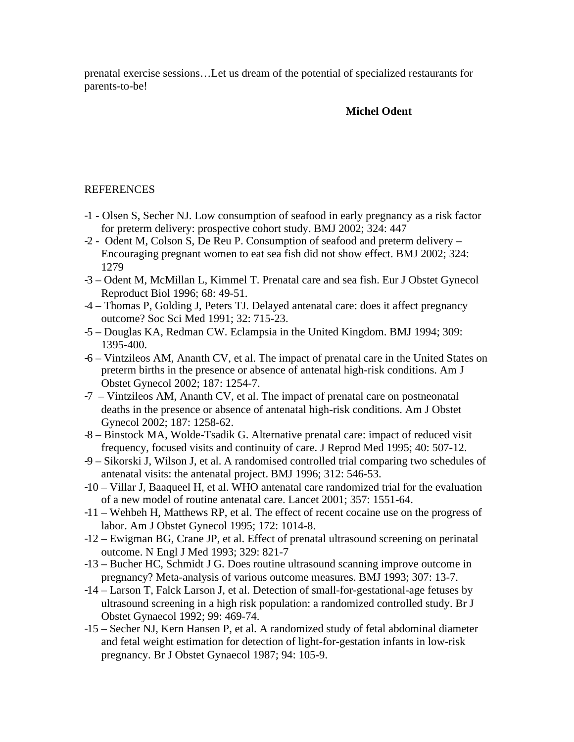prenatal exercise sessions…Let us dream of the potential of specialized restaurants for parents-to-be!

**Michel Odent**

REFERENCES

-1 - Olsen S, Secher NJ. Low consumption of seafood in early pregnancy as a risk factor for preterm delivery: prospective cohort study. BMJ 2002; 324: 447

-2 - Odent M, Colson S, De Reu P. Consumption of seafood and preterm delivery – Encouraging pregnant women to eat sea fish did not show effect. BMJ 2002; 324: 1279

-3 – Odent M, McMillan L, Kimmel T. Prenatal care and sea fish. Eur J Obstet Gynecol Reproduct Biol 1996; 68: 49-51.

-4 – Thomas P, Golding J, Peters TJ. Delayed antenatal care: does it affect pregnancy outcome? Soc Sci Med 1991; 32: 715-23.

-5 – Douglas KA, Redman CW. Eclampsia in the United Kingdom. BMJ 1994; 309: 1395-400.

-6 – Vintzileos AM, Ananth CV, et al. The impact of prenatal care in the United States on preterm births in the presence or absence of antenatal high-risk conditions. Am J Obstet Gynecol 2002; 187: 1254-7.

-7 – Vintzileos AM, Ananth CV, et al. The impact of prenatal care on postneonatal deaths in the presence or absence of antenatal high-risk conditions. Am J Obstet Gynecol 2002; 187: 1258-62.

-8 – Binstock MA, Wolde-Tsadik G. Alternative prenatal care: impact of reduced visit frequency, focused visits and continuity of care. J Reprod Med 1995; 40: 507-12.

-9 – Sikorski J, Wilson J, et al. A randomised controlled trial comparing two schedules of antenatal visits: the antenatal project. BMJ 1996; 312: 546-53.

-10 – Villar J, Baaqueel H, et al. WHO antenatal care randomized trial for the evaluation of a new model of routine antenatal care. Lancet 2001; 357: 1551-64.

-11 – Wehbeh H, Matthews RP, et al. The effect of recent cocaine use on the progress of labor. Am J Obstet Gynecol 1995; 172: 1014-8.

-12 – Ewigman BG, Crane JP, et al. Effect of prenatal ultrasound screening on perinatal outcome. N Engl J Med 1993; 329: 821-7

-13 – Bucher HC, Schmidt J G. Does routine ultrasound scanning improve outcome in pregnancy? Meta-analysis of various outcome measures. BMJ 1993; 307: 13-7.

-14 – Larson T, Falck Larson J, et al. Detection of small-for-gestational-age fetuses by ultrasound screening in a high risk population: a randomized controlled study. Br J Obstet Gynaecol 1992; 99: 469-74.

-15 – Secher NJ, Kern Hansen P, et al. A randomized study of fetal abdominal diameter and fetal weight estimation for detection of light-for-gestation infants in low-risk pregnancy. Br J Obstet Gynaecol 1987; 94: 105-9.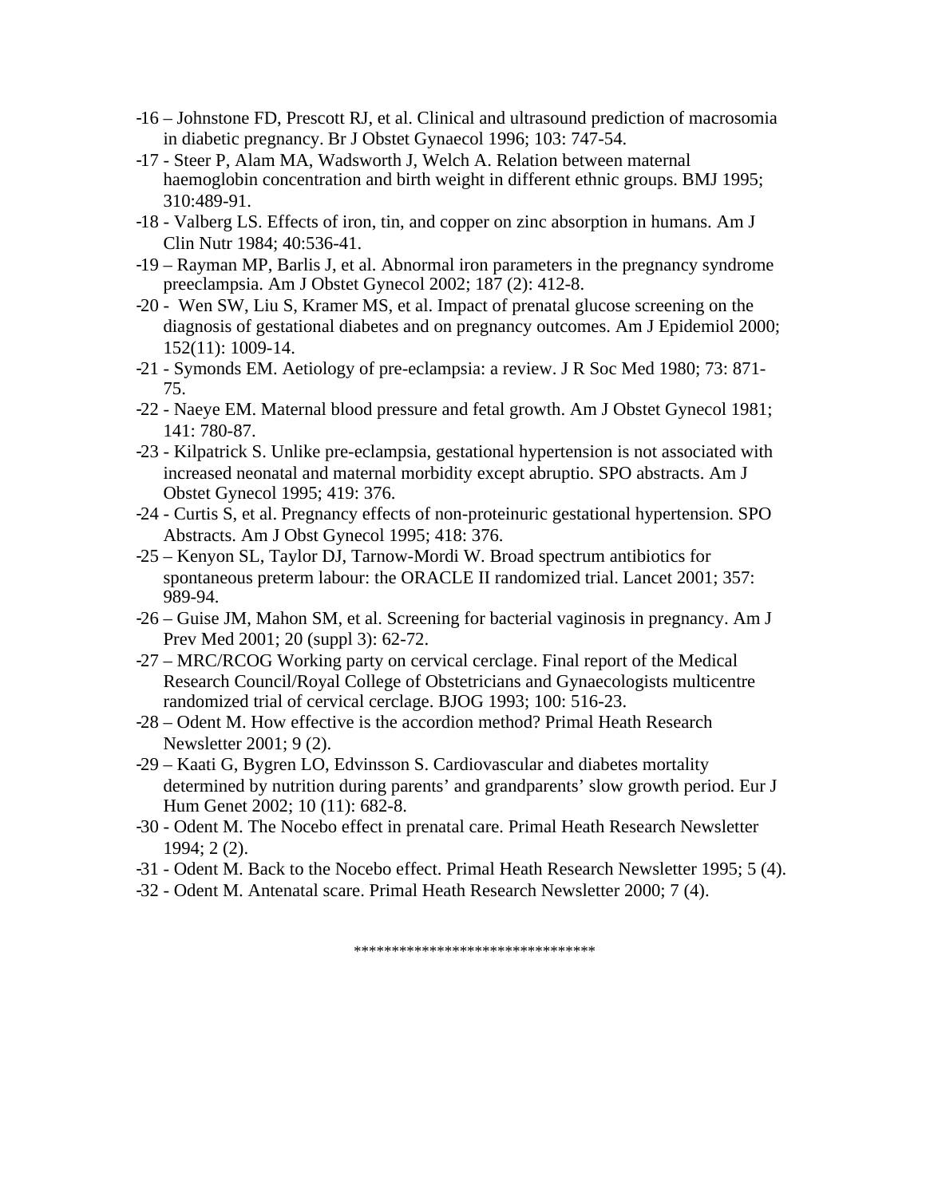-16 – Johnstone FD, Prescott RJ, et al. Clinical and ultrasound prediction of macrosomia in diabetic pregnancy. Br J Obstet Gynaecol 1996; 103: 747-54.

-17 - Steer P, Alam MA, Wadsworth J, Welch A. Relation between maternal haemoglobin concentration and birth weight in different ethnic groups. BMJ 1995; 310:489-91.

-18 - Valberg LS. Effects of iron, tin, and copper on zinc absorption in humans. Am J Clin Nutr 1984; 40:536-41.

-19 – Rayman MP, Barlis J, et al. Abnormal iron parameters in the pregnancy syndrome preeclampsia. Am J Obstet Gynecol 2002; 187 (2): 412-8.

-20 - Wen SW, Liu S, Kramer MS, et al. Impact of prenatal glucose screening on the diagnosis of gestational diabetes and on pregnancy outcomes. Am J Epidemiol 2000; 152(11): 1009-14.

-21 - Symonds EM. Aetiology of pre-eclampsia: a review. J R Soc Med 1980; 73: 871-75.

-22 - Naeye EM. Maternal blood pressure and fetal growth. Am J Obstet Gynecol 1981; 141: 780-87.

-23 - Kilpatrick S. Unlike pre-eclampsia, gestational hypertension is not associated with increased neonatal and maternal morbidity except abruptio. SPO abstracts. Am J Obstet Gynecol 1995; 419: 376.

-24 - Curtis S, et al. Pregnancy effects of non-proteinuric gestational hypertension. SPO Abstracts. Am J Obst Gynecol 1995; 418: 376.

-25 – Kenyon SL, Taylor DJ, Tarnow-Mordi W. Broad spectrum antibiotics for spontaneous preterm labour: the ORACLE II randomized trial. Lancet 2001; 357: 989-94.

-26 – Guise JM, Mahon SM, et al. Screening for bacterial vaginosis in pregnancy. Am J Prev Med 2001; 20 (suppl 3): 62-72.

-27 – MRC/RCOG Working party on cervical cerclage. Final report of the Medical Research Council/Royal College of Obstetricians and Gynaecologists multicentre randomized trial of cervical cerclage. BJOG 1993; 100: 516-23.

-28 – Odent M. How effective is the accordion method? Primal Heath Research Newsletter 2001; 9 (2).

-29 – Kaati G, Bygren LO, Edvinsson S. Cardiovascular and diabetes mortality determined by nutrition during parents' and grandparents' slow growth period. Eur J Hum Genet 2002; 10 (11): 682-8.

-30 - Odent M. The Nocebo effect in prenatal care. Primal Heath Research Newsletter 1994; 2 (2).

-31 - Odent M. Back to the Nocebo effect. Primal Heath Research Newsletter 1995; 5 (4).

-32 - Odent M. Antenatal scare. Primal Heath Research Newsletter 2000; 7 (4).

********************************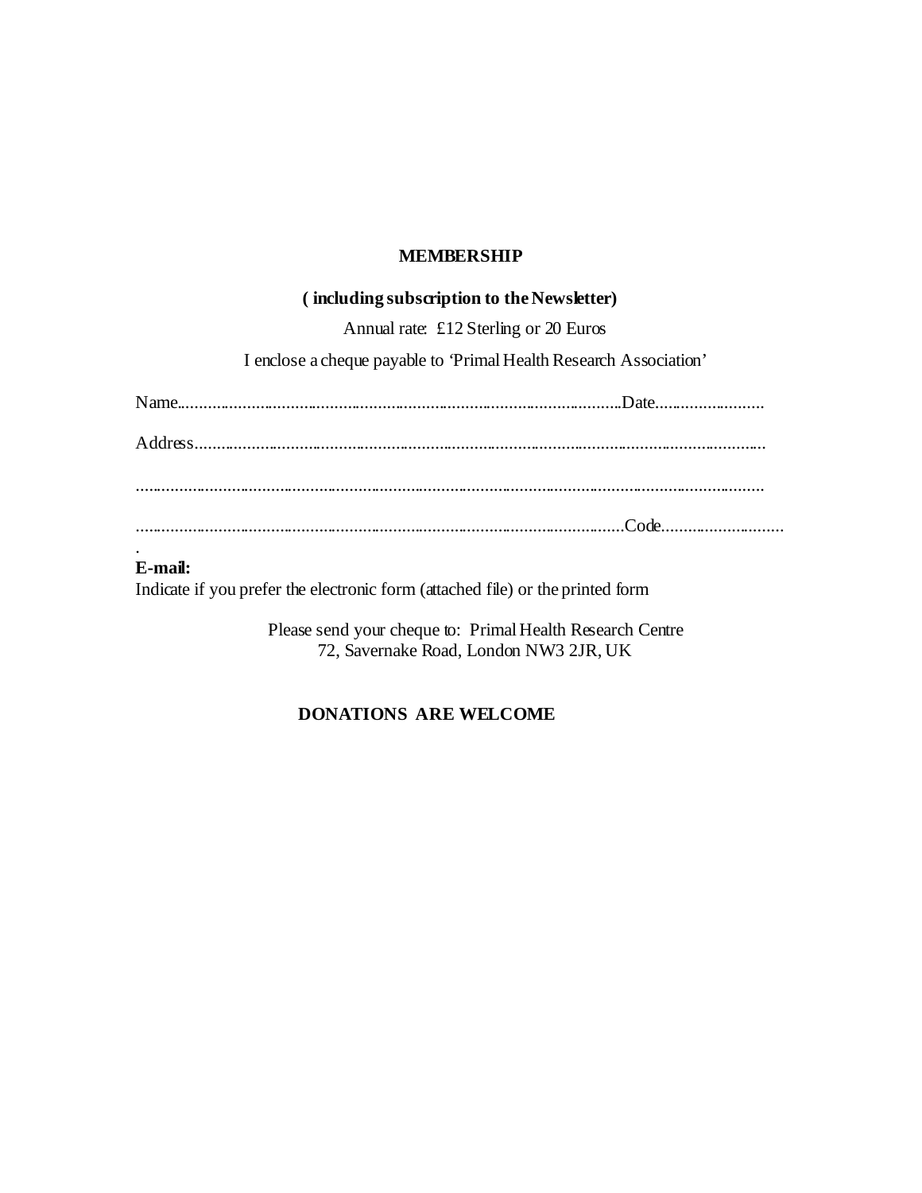**MEMBERSHIP**

**( including subscription to the Newsletter)**

Annual rate: £12 Sterling or 20 Euros

I enclose a cheque payable to 'Primal Health Research Association'

Name.........................................................................................................Date.........................

Address..............................................................................................................................

..........................................................................................................................................

.......................................................................................................Code............................

.

**E-mail:**

Indicate if you prefer the electronic form (attached file) or the printed form

Please send your cheque to: Primal Health Research Centre
72, Savernake Road, London NW3 2JR, UK

**DONATIONS ARE WELCOME**